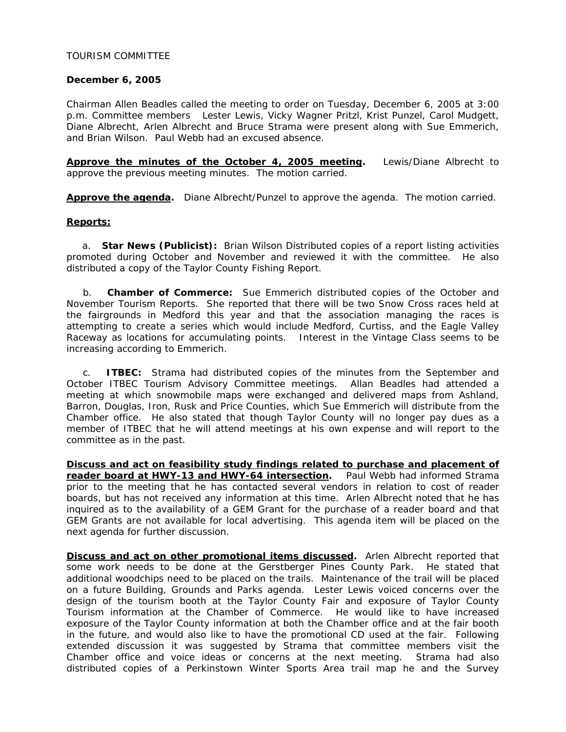TOURISM COMMITTEE

**December 6, 2005**

Chairman Allen Beadles called the meeting to order on Tuesday, December 6, 2005 at 3:00 p.m. Committee members Lester Lewis, Vicky Wagner Pritzl, Krist Punzel, Carol Mudgett, Diane Albrecht, Arlen Albrecht and Bruce Strama were present along with Sue Emmerich, and Brian Wilson. Paul Webb had an excused absence.

**Approve the minutes of the October 4, 2005 meeting.** Lewis/Diane Albrecht to approve the previous meeting minutes. The motion carried.

**Approve the agenda.** Diane Albrecht/Punzel to approve the agenda. The motion carried.

**Reports:**

a. **Star News (Publicist):** Brian Wilson Distributed copies of a report listing activities promoted during October and November and reviewed it with the committee. He also distributed a copy of the Taylor County Fishing Report.

b. **Chamber of Commerce:** Sue Emmerich distributed copies of the October and November Tourism Reports. She reported that there will be two Snow Cross races held at the fairgrounds in Medford this year and that the association managing the races is attempting to create a series which would include Medford, Curtiss, and the Eagle Valley Raceway as locations for accumulating points. Interest in the Vintage Class seems to be increasing according to Emmerich.

c. **ITBEC:** Strama had distributed copies of the minutes from the September and October ITBEC Tourism Advisory Committee meetings. Allan Beadles had attended a meeting at which snowmobile maps were exchanged and delivered maps from Ashland, Barron, Douglas, Iron, Rusk and Price Counties, which Sue Emmerich will distribute from the Chamber office. He also stated that though Taylor County will no longer pay dues as a member of ITBEC that he will attend meetings at his own expense and will report to the committee as in the past.

**Discuss and act on feasibility study findings related to purchase and placement of reader board at HWY-13 and HWY-64 intersection.** Paul Webb had informed Strama prior to the meeting that he has contacted several vendors in relation to cost of reader boards, but has not received any information at this time. Arlen Albrecht noted that he has inquired as to the availability of a GEM Grant for the purchase of a reader board and that GEM Grants are not available for local advertising. This agenda item will be placed on the next agenda for further discussion.

**Discuss and act on other promotional items discussed.** Arlen Albrecht reported that some work needs to be done at the Gerstberger Pines County Park. He stated that additional woodchips need to be placed on the trails. Maintenance of the trail will be placed on a future Building, Grounds and Parks agenda. Lester Lewis voiced concerns over the design of the tourism booth at the Taylor County Fair and exposure of Taylor County Tourism information at the Chamber of Commerce. He would like to have increased exposure of the Taylor County information at both the Chamber office and at the fair booth in the future, and would also like to have the promotional CD used at the fair. Following extended discussion it was suggested by Strama that committee members visit the Chamber office and voice ideas or concerns at the next meeting. Strama had also distributed copies of a Perkinstown Winter Sports Area trail map he and the Survey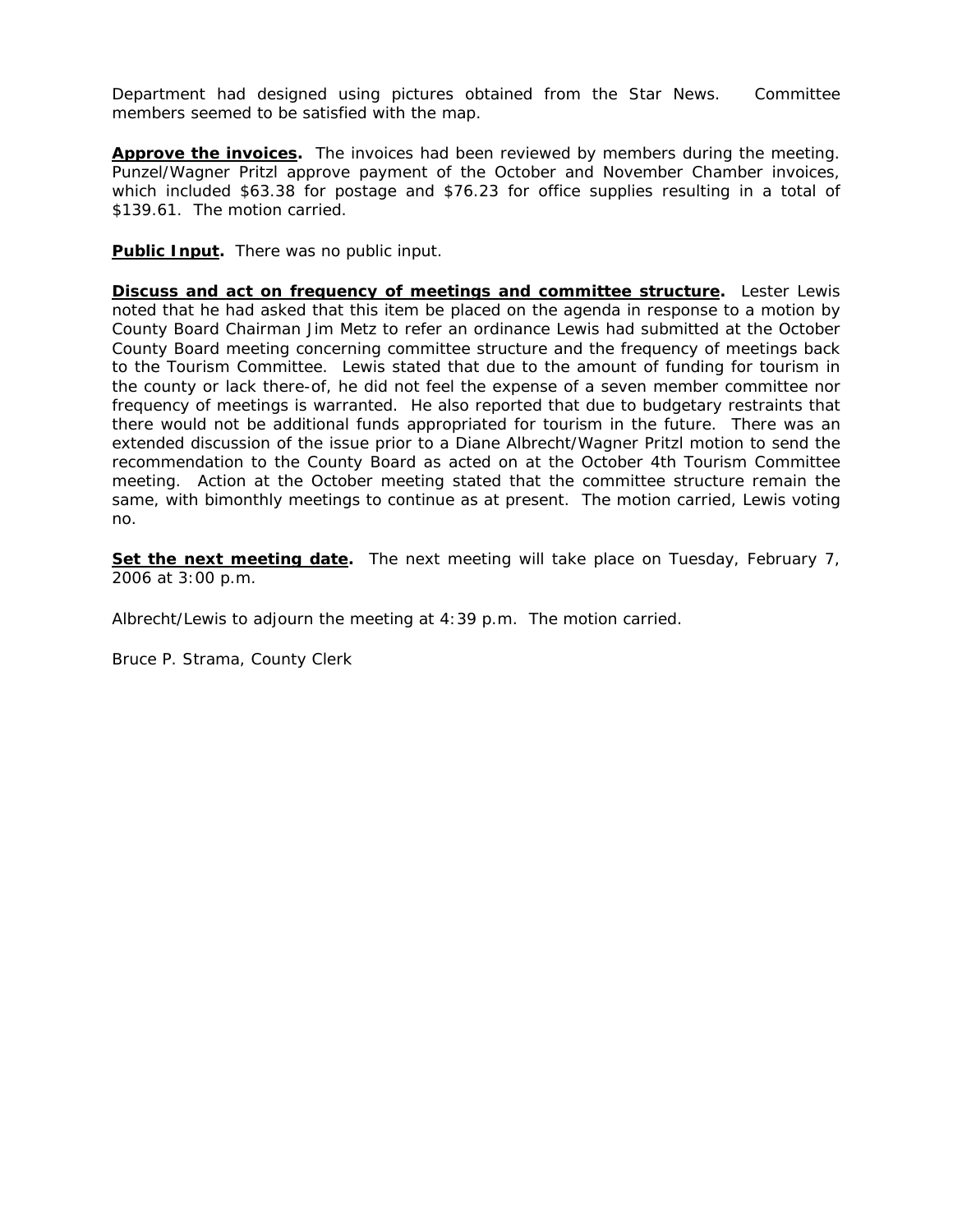Department had designed using pictures obtained from the Star News. Committee members seemed to be satisfied with the map.

**Approve the invoices.** The invoices had been reviewed by members during the meeting. Punzel/Wagner Pritzl approve payment of the October and November Chamber invoices, which included $63.38 for postage and $76.23 for office supplies resulting in a total of $139.61. The motion carried.

**Public Input.** There was no public input.

**Discuss and act on frequency of meetings and committee structure.** Lester Lewis noted that he had asked that this item be placed on the agenda in response to a motion by County Board Chairman Jim Metz to refer an ordinance Lewis had submitted at the October County Board meeting concerning committee structure and the frequency of meetings back to the Tourism Committee. Lewis stated that due to the amount of funding for tourism in the county or lack there-of, he did not feel the expense of a seven member committee nor frequency of meetings is warranted. He also reported that due to budgetary restraints that there would not be additional funds appropriated for tourism in the future. There was an extended discussion of the issue prior to a Diane Albrecht/Wagner Pritzl motion to send the recommendation to the County Board as acted on at the October 4th Tourism Committee meeting. Action at the October meeting stated that the committee structure remain the same, with bimonthly meetings to continue as at present. The motion carried, Lewis voting no.

**Set the next meeting date.** The next meeting will take place on Tuesday, February 7, 2006 at 3:00 p.m.

Albrecht/Lewis to adjourn the meeting at 4:39 p.m. The motion carried.

Bruce P. Strama, County Clerk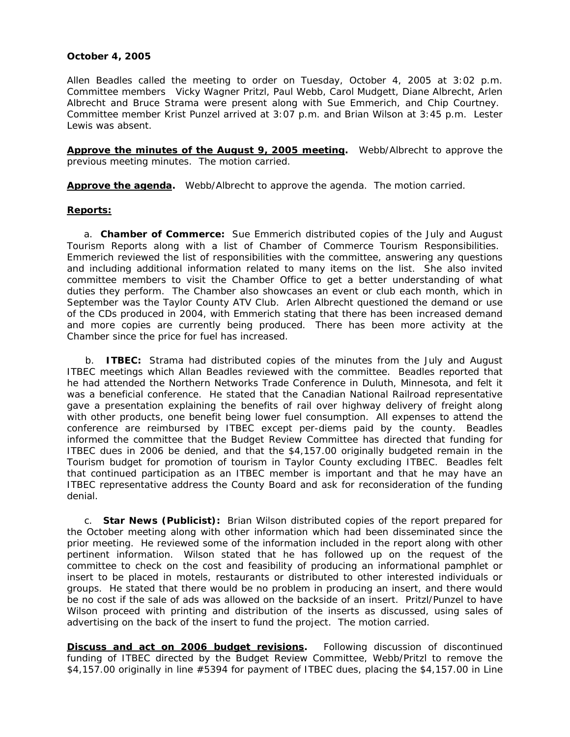**October 4, 2005**

Allen Beadles called the meeting to order on Tuesday, October 4, 2005 at 3:02 p.m. Committee members Vicky Wagner Pritzl, Paul Webb, Carol Mudgett, Diane Albrecht, Arlen Albrecht and Bruce Strama were present along with Sue Emmerich, and Chip Courtney. Committee member Krist Punzel arrived at 3:07 p.m. and Brian Wilson at 3:45 p.m. Lester Lewis was absent.

**Approve the minutes of the August 9, 2005 meeting.** Webb/Albrecht to approve the previous meeting minutes. The motion carried.

**Approve the agenda.** Webb/Albrecht to approve the agenda. The motion carried.

**Reports:**

a. **Chamber of Commerce:** Sue Emmerich distributed copies of the July and August Tourism Reports along with a list of Chamber of Commerce Tourism Responsibilities. Emmerich reviewed the list of responsibilities with the committee, answering any questions and including additional information related to many items on the list. She also invited committee members to visit the Chamber Office to get a better understanding of what duties they perform. The Chamber also showcases an event or club each month, which in September was the Taylor County ATV Club. Arlen Albrecht questioned the demand or use of the CDs produced in 2004, with Emmerich stating that there has been increased demand and more copies are currently being produced. There has been more activity at the Chamber since the price for fuel has increased.

b. **ITBEC:** Strama had distributed copies of the minutes from the July and August ITBEC meetings which Allan Beadles reviewed with the committee. Beadles reported that he had attended the Northern Networks Trade Conference in Duluth, Minnesota, and felt it was a beneficial conference. He stated that the Canadian National Railroad representative gave a presentation explaining the benefits of rail over highway delivery of freight along with other products, one benefit being lower fuel consumption. All expenses to attend the conference are reimbursed by ITBEC except per-diems paid by the county. Beadles informed the committee that the Budget Review Committee has directed that funding for ITBEC dues in 2006 be denied, and that the $4,157.00 originally budgeted remain in the Tourism budget for promotion of tourism in Taylor County excluding ITBEC. Beadles felt that continued participation as an ITBEC member is important and that he may have an ITBEC representative address the County Board and ask for reconsideration of the funding denial.

c. **Star News (Publicist):** Brian Wilson distributed copies of the report prepared for the October meeting along with other information which had been disseminated since the prior meeting. He reviewed some of the information included in the report along with other pertinent information. Wilson stated that he has followed up on the request of the committee to check on the cost and feasibility of producing an informational pamphlet or insert to be placed in motels, restaurants or distributed to other interested individuals or groups. He stated that there would be no problem in producing an insert, and there would be no cost if the sale of ads was allowed on the backside of an insert. Pritzl/Punzel to have Wilson proceed with printing and distribution of the inserts as discussed, using sales of advertising on the back of the insert to fund the project. The motion carried.

**Discuss and act on 2006 budget revisions.** Following discussion of discontinued funding of ITBEC directed by the Budget Review Committee, Webb/Pritzl to remove the $4,157.00 originally in line #5394 for payment of ITBEC dues, placing the $4,157.00 in Line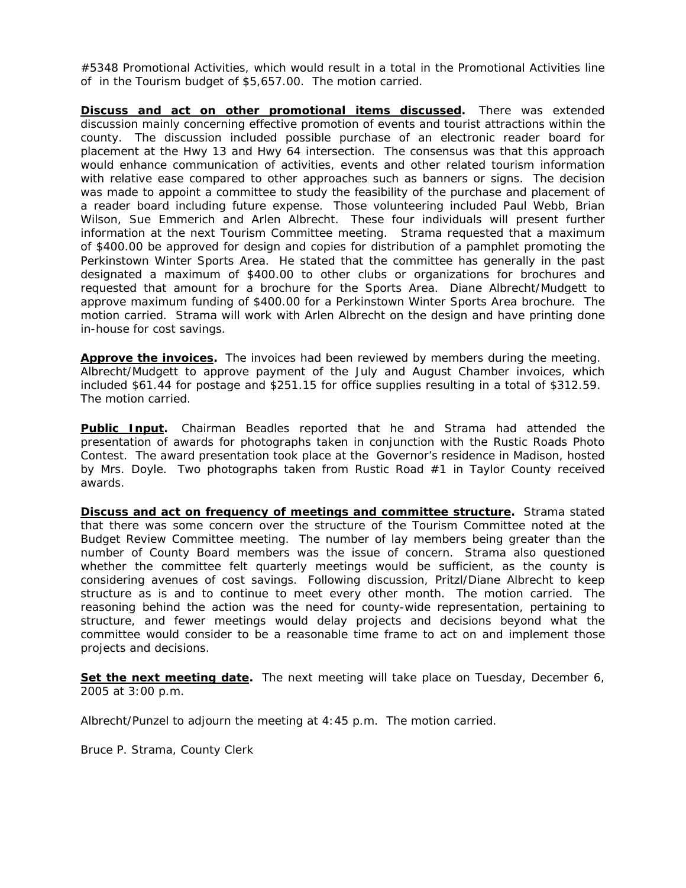#5348 Promotional Activities, which would result in a total in the Promotional Activities line of in the Tourism budget of $5,657.00. The motion carried.

**Discuss and act on other promotional items discussed.** There was extended discussion mainly concerning effective promotion of events and tourist attractions within the county. The discussion included possible purchase of an electronic reader board for placement at the Hwy 13 and Hwy 64 intersection. The consensus was that this approach would enhance communication of activities, events and other related tourism information with relative ease compared to other approaches such as banners or signs. The decision was made to appoint a committee to study the feasibility of the purchase and placement of a reader board including future expense. Those volunteering included Paul Webb, Brian Wilson, Sue Emmerich and Arlen Albrecht. These four individuals will present further information at the next Tourism Committee meeting. Strama requested that a maximum of $400.00 be approved for design and copies for distribution of a pamphlet promoting the Perkinstown Winter Sports Area. He stated that the committee has generally in the past designated a maximum of $400.00 to other clubs or organizations for brochures and requested that amount for a brochure for the Sports Area. Diane Albrecht/Mudgett to approve maximum funding of $400.00 for a Perkinstown Winter Sports Area brochure. The motion carried. Strama will work with Arlen Albrecht on the design and have printing done in-house for cost savings.

**Approve the invoices.** The invoices had been reviewed by members during the meeting. Albrecht/Mudgett to approve payment of the July and August Chamber invoices, which included $61.44 for postage and $251.15 for office supplies resulting in a total of $312.59. The motion carried.

**Public Input.** Chairman Beadles reported that he and Strama had attended the presentation of awards for photographs taken in conjunction with the Rustic Roads Photo Contest. The award presentation took place at the Governor's residence in Madison, hosted by Mrs. Doyle. Two photographs taken from Rustic Road #1 in Taylor County received awards.

**Discuss and act on frequency of meetings and committee structure.** Strama stated that there was some concern over the structure of the Tourism Committee noted at the Budget Review Committee meeting. The number of lay members being greater than the number of County Board members was the issue of concern. Strama also questioned whether the committee felt quarterly meetings would be sufficient, as the county is considering avenues of cost savings. Following discussion, Pritzl/Diane Albrecht to keep structure as is and to continue to meet every other month. The motion carried. The reasoning behind the action was the need for county-wide representation, pertaining to structure, and fewer meetings would delay projects and decisions beyond what the committee would consider to be a reasonable time frame to act on and implement those projects and decisions.

**Set the next meeting date.** The next meeting will take place on Tuesday, December 6, 2005 at 3:00 p.m.

Albrecht/Punzel to adjourn the meeting at 4:45 p.m. The motion carried.

Bruce P. Strama, County Clerk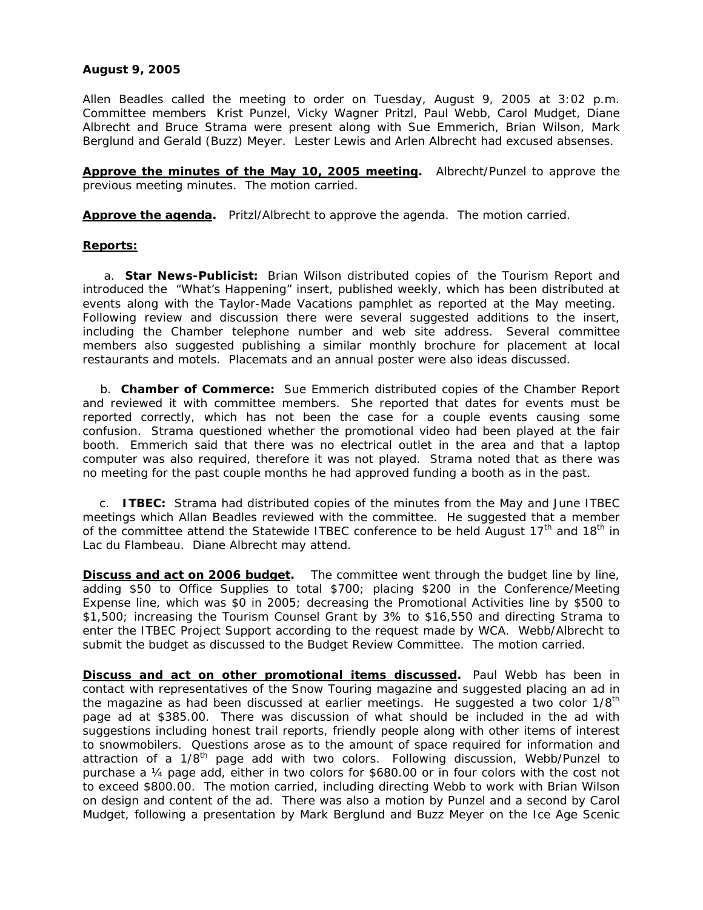**August 9, 2005**

Allen Beadles called the meeting to order on Tuesday, August 9, 2005 at 3:02 p.m. Committee members Krist Punzel, Vicky Wagner Pritzl, Paul Webb, Carol Mudget, Diane Albrecht and Bruce Strama were present along with Sue Emmerich, Brian Wilson, Mark Berglund and Gerald (Buzz) Meyer. Lester Lewis and Arlen Albrecht had excused absenses.

**Approve the minutes of the May 10, 2005 meeting.** Albrecht/Punzel to approve the previous meeting minutes. The motion carried.

**Approve the agenda.** Pritzl/Albrecht to approve the agenda. The motion carried.

**Reports:**

a. **Star News-Publicist:** Brian Wilson distributed copies of the Tourism Report and introduced the "What's Happening" insert, published weekly, which has been distributed at events along with the Taylor-Made Vacations pamphlet as reported at the May meeting. Following review and discussion there were several suggested additions to the insert, including the Chamber telephone number and web site address. Several committee members also suggested publishing a similar monthly brochure for placement at local restaurants and motels. Placemats and an annual poster were also ideas discussed.

b. **Chamber of Commerce:** Sue Emmerich distributed copies of the Chamber Report and reviewed it with committee members. She reported that dates for events must be reported correctly, which has not been the case for a couple events causing some confusion. Strama questioned whether the promotional video had been played at the fair booth. Emmerich said that there was no electrical outlet in the area and that a laptop computer was also required, therefore it was not played. Strama noted that as there was no meeting for the past couple months he had approved funding a booth as in the past.

c. **ITBEC:** Strama had distributed copies of the minutes from the May and June ITBEC meetings which Allan Beadles reviewed with the committee. He suggested that a member of the committee attend the Statewide ITBEC conference to be held August 17th and 18th in Lac du Flambeau. Diane Albrecht may attend.

**Discuss and act on 2006 budget.** The committee went through the budget line by line, adding $50 to Office Supplies to total $700; placing $200 in the Conference/Meeting Expense line, which was $0 in 2005; decreasing the Promotional Activities line by $500 to $1,500; increasing the Tourism Counsel Grant by 3% to $16,550 and directing Strama to enter the ITBEC Project Support according to the request made by WCA. Webb/Albrecht to submit the budget as discussed to the Budget Review Committee. The motion carried.

**Discuss and act on other promotional items discussed.** Paul Webb has been in contact with representatives of the Snow Touring magazine and suggested placing an ad in the magazine as had been discussed at earlier meetings. He suggested a two color 1/8th page ad at $385.00. There was discussion of what should be included in the ad with suggestions including honest trail reports, friendly people along with other items of interest to snowmobilers. Questions arose as to the amount of space required for information and attraction of a 1/8th page add with two colors. Following discussion, Webb/Punzel to purchase a ¼ page add, either in two colors for $680.00 or in four colors with the cost not to exceed $800.00. The motion carried, including directing Webb to work with Brian Wilson on design and content of the ad. There was also a motion by Punzel and a second by Carol Mudget, following a presentation by Mark Berglund and Buzz Meyer on the Ice Age Scenic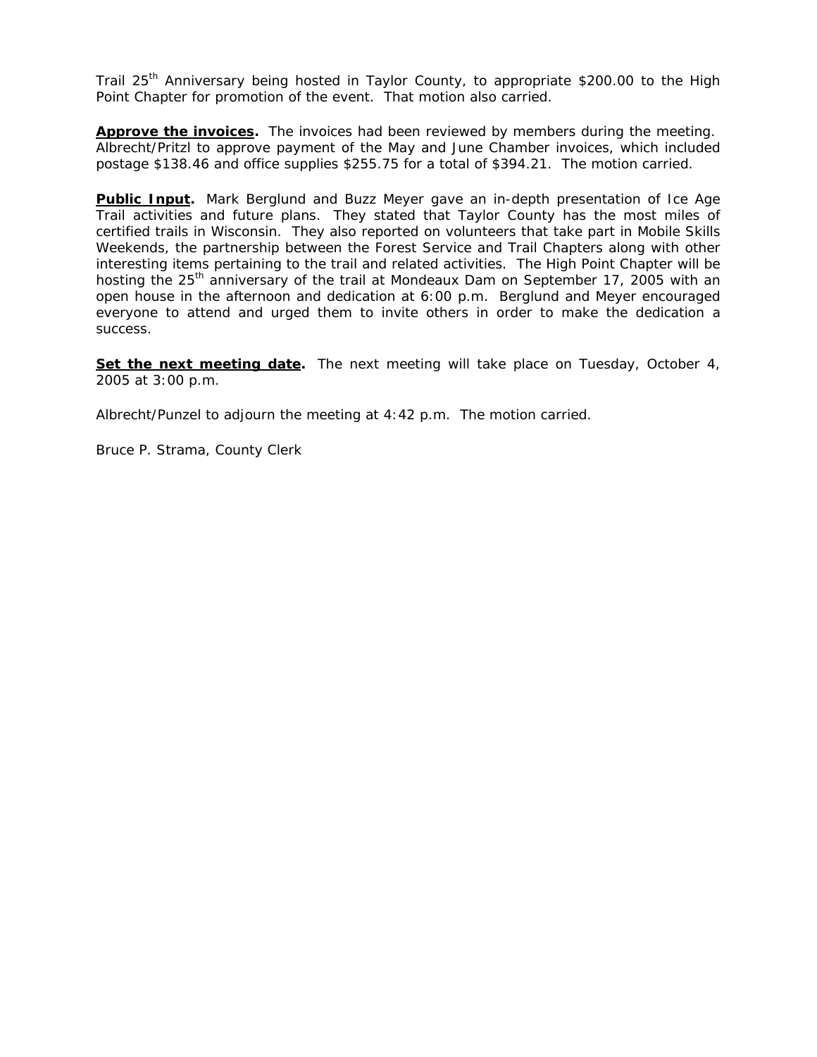Trail 25th Anniversary being hosted in Taylor County, to appropriate $200.00 to the High Point Chapter for promotion of the event. That motion also carried.

**Approve the invoices.** The invoices had been reviewed by members during the meeting. Albrecht/Pritzl to approve payment of the May and June Chamber invoices, which included postage $138.46 and office supplies $255.75 for a total of $394.21. The motion carried.

**Public Input.** Mark Berglund and Buzz Meyer gave an in-depth presentation of Ice Age Trail activities and future plans. They stated that Taylor County has the most miles of certified trails in Wisconsin. They also reported on volunteers that take part in Mobile Skills Weekends, the partnership between the Forest Service and Trail Chapters along with other interesting items pertaining to the trail and related activities. The High Point Chapter will be hosting the 25th anniversary of the trail at Mondeaux Dam on September 17, 2005 with an open house in the afternoon and dedication at 6:00 p.m. Berglund and Meyer encouraged everyone to attend and urged them to invite others in order to make the dedication a success.

**Set the next meeting date.** The next meeting will take place on Tuesday, October 4, 2005 at 3:00 p.m.

Albrecht/Punzel to adjourn the meeting at 4:42 p.m. The motion carried.

Bruce P. Strama, County Clerk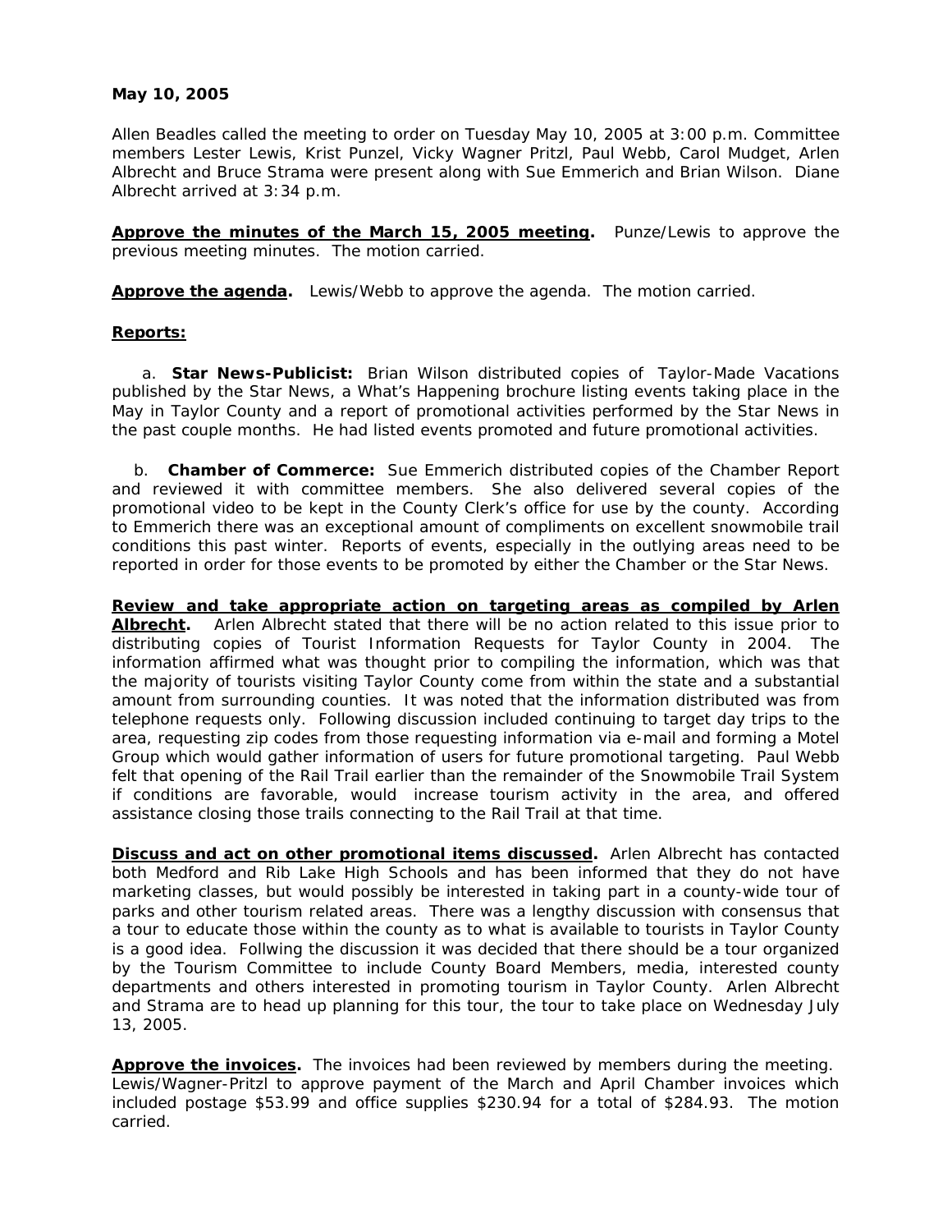**May 10, 2005**

Allen Beadles called the meeting to order on Tuesday May 10, 2005 at 3:00 p.m. Committee members Lester Lewis, Krist Punzel, Vicky Wagner Pritzl, Paul Webb, Carol Mudget, Arlen Albrecht and Bruce Strama were present along with Sue Emmerich and Brian Wilson. Diane Albrecht arrived at 3:34 p.m.

**Approve the minutes of the March 15, 2005 meeting.** Punze/Lewis to approve the previous meeting minutes. The motion carried.

**Approve the agenda.** Lewis/Webb to approve the agenda. The motion carried.

**Reports:**

a. **Star News-Publicist:** Brian Wilson distributed copies of Taylor-Made Vacations published by the Star News, a What's Happening brochure listing events taking place in the May in Taylor County and a report of promotional activities performed by the Star News in the past couple months. He had listed events promoted and future promotional activities.

b. **Chamber of Commerce:** Sue Emmerich distributed copies of the Chamber Report and reviewed it with committee members. She also delivered several copies of the promotional video to be kept in the County Clerk's office for use by the county. According to Emmerich there was an exceptional amount of compliments on excellent snowmobile trail conditions this past winter. Reports of events, especially in the outlying areas need to be reported in order for those events to be promoted by either the Chamber or the Star News.

**Review and take appropriate action on targeting areas as compiled by Arlen Albrecht.** Arlen Albrecht stated that there will be no action related to this issue prior to distributing copies of Tourist Information Requests for Taylor County in 2004. The information affirmed what was thought prior to compiling the information, which was that the majority of tourists visiting Taylor County come from within the state and a substantial amount from surrounding counties. It was noted that the information distributed was from telephone requests only. Following discussion included continuing to target day trips to the area, requesting zip codes from those requesting information via e-mail and forming a Motel Group which would gather information of users for future promotional targeting. Paul Webb felt that opening of the Rail Trail earlier than the remainder of the Snowmobile Trail System if conditions are favorable, would increase tourism activity in the area, and offered assistance closing those trails connecting to the Rail Trail at that time.

**Discuss and act on other promotional items discussed.** Arlen Albrecht has contacted both Medford and Rib Lake High Schools and has been informed that they do not have marketing classes, but would possibly be interested in taking part in a county-wide tour of parks and other tourism related areas. There was a lengthy discussion with consensus that a tour to educate those within the county as to what is available to tourists in Taylor County is a good idea. Follwing the discussion it was decided that there should be a tour organized by the Tourism Committee to include County Board Members, media, interested county departments and others interested in promoting tourism in Taylor County. Arlen Albrecht and Strama are to head up planning for this tour, the tour to take place on Wednesday July 13, 2005.

**Approve the invoices.** The invoices had been reviewed by members during the meeting. Lewis/Wagner-Pritzl to approve payment of the March and April Chamber invoices which included postage $53.99 and office supplies $230.94 for a total of $284.93. The motion carried.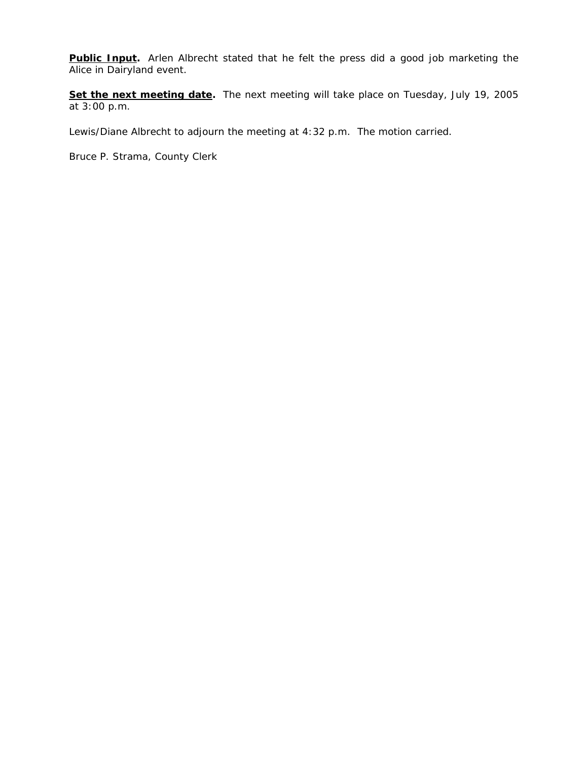**Public Input.** Arlen Albrecht stated that he felt the press did a good job marketing the Alice in Dairyland event.

**Set the next meeting date.** The next meeting will take place on Tuesday, July 19, 2005 at 3:00 p.m.

Lewis/Diane Albrecht to adjourn the meeting at 4:32 p.m. The motion carried.

Bruce P. Strama, County Clerk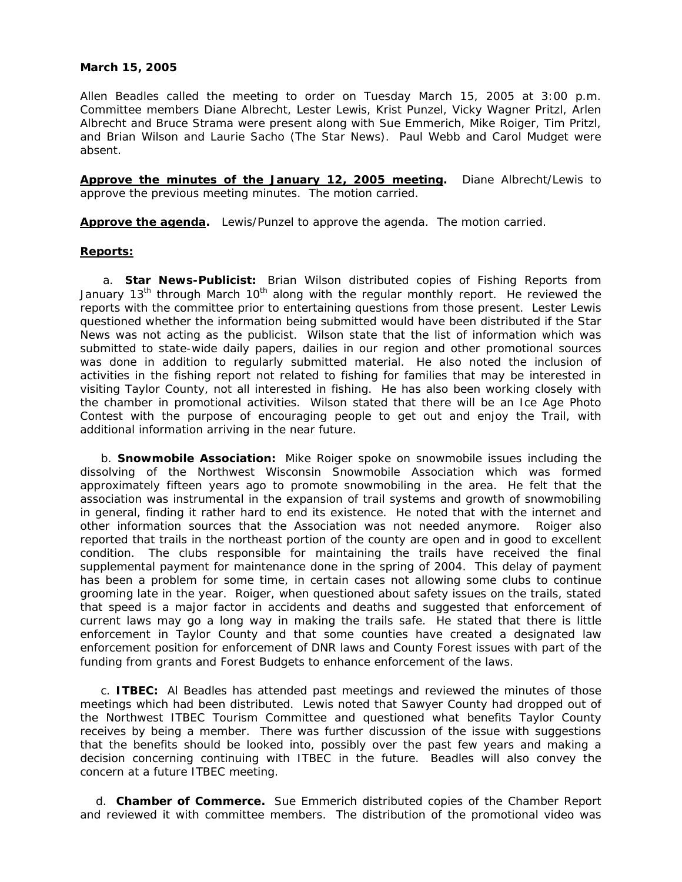**March 15, 2005**

Allen Beadles called the meeting to order on Tuesday March 15, 2005 at 3:00 p.m. Committee members Diane Albrecht, Lester Lewis, Krist Punzel, Vicky Wagner Pritzl, Arlen Albrecht and Bruce Strama were present along with Sue Emmerich, Mike Roiger, Tim Pritzl, and Brian Wilson and Laurie Sacho (The Star News). Paul Webb and Carol Mudget were absent.

**Approve the minutes of the January 12, 2005 meeting.** Diane Albrecht/Lewis to approve the previous meeting minutes. The motion carried.

**Approve the agenda.** Lewis/Punzel to approve the agenda. The motion carried.

**Reports:**

a. **Star News-Publicist:** Brian Wilson distributed copies of Fishing Reports from January 13th through March 10th along with the regular monthly report. He reviewed the reports with the committee prior to entertaining questions from those present. Lester Lewis questioned whether the information being submitted would have been distributed if the Star News was not acting as the publicist. Wilson state that the list of information which was submitted to state-wide daily papers, dailies in our region and other promotional sources was done in addition to regularly submitted material. He also noted the inclusion of activities in the fishing report not related to fishing for families that may be interested in visiting Taylor County, not all interested in fishing. He has also been working closely with the chamber in promotional activities. Wilson stated that there will be an Ice Age Photo Contest with the purpose of encouraging people to get out and enjoy the Trail, with additional information arriving in the near future.

b. **Snowmobile Association:** Mike Roiger spoke on snowmobile issues including the dissolving of the Northwest Wisconsin Snowmobile Association which was formed approximately fifteen years ago to promote snowmobiling in the area. He felt that the association was instrumental in the expansion of trail systems and growth of snowmobiling in general, finding it rather hard to end its existence. He noted that with the internet and other information sources that the Association was not needed anymore. Roiger also reported that trails in the northeast portion of the county are open and in good to excellent condition. The clubs responsible for maintaining the trails have received the final supplemental payment for maintenance done in the spring of 2004. This delay of payment has been a problem for some time, in certain cases not allowing some clubs to continue grooming late in the year. Roiger, when questioned about safety issues on the trails, stated that speed is a major factor in accidents and deaths and suggested that enforcement of current laws may go a long way in making the trails safe. He stated that there is little enforcement in Taylor County and that some counties have created a designated law enforcement position for enforcement of DNR laws and County Forest issues with part of the funding from grants and Forest Budgets to enhance enforcement of the laws.

c. **ITBEC:** Al Beadles has attended past meetings and reviewed the minutes of those meetings which had been distributed. Lewis noted that Sawyer County had dropped out of the Northwest ITBEC Tourism Committee and questioned what benefits Taylor County receives by being a member. There was further discussion of the issue with suggestions that the benefits should be looked into, possibly over the past few years and making a decision concerning continuing with ITBEC in the future. Beadles will also convey the concern at a future ITBEC meeting.

d. **Chamber of Commerce.** Sue Emmerich distributed copies of the Chamber Report and reviewed it with committee members. The distribution of the promotional video was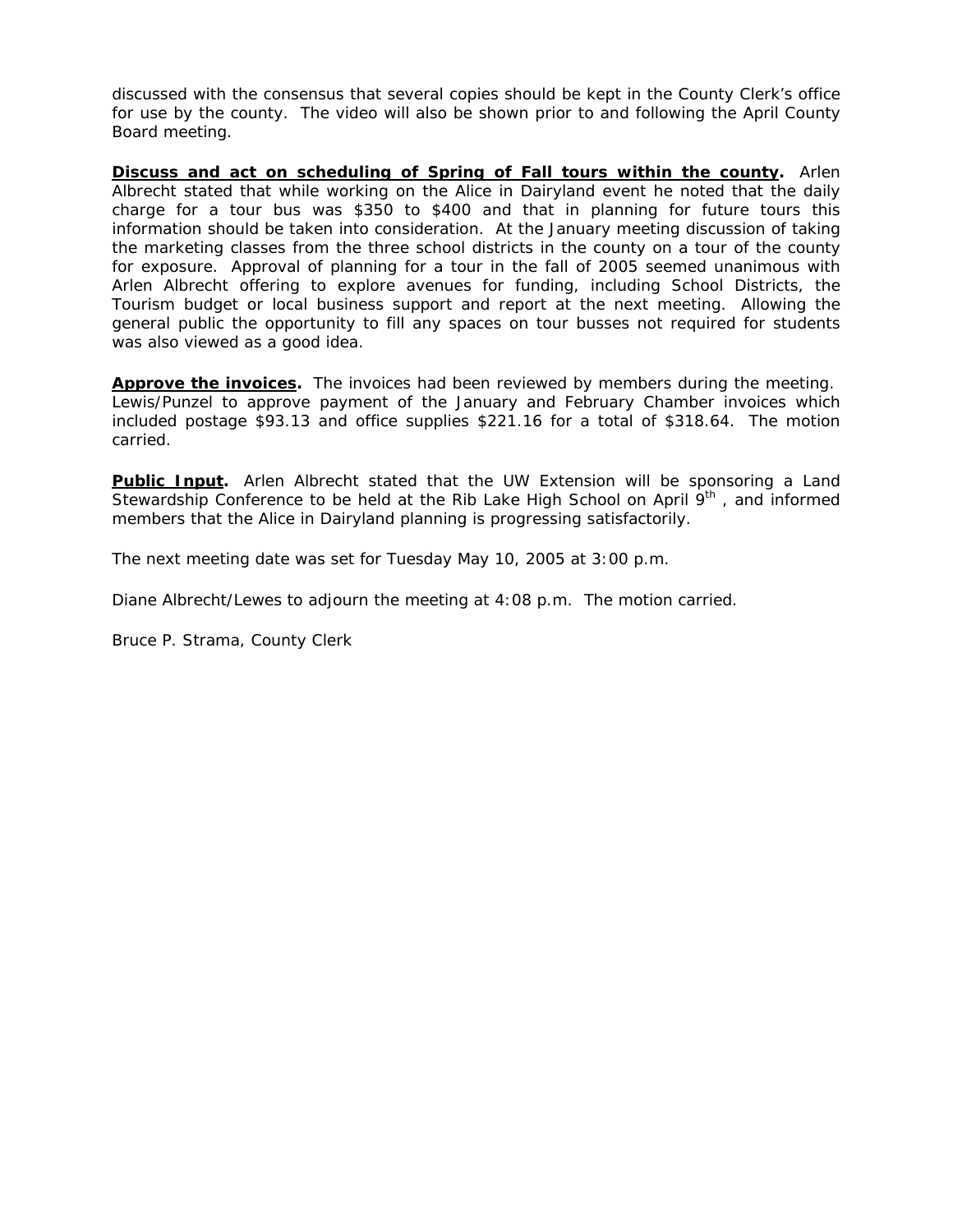discussed with the consensus that several copies should be kept in the County Clerk's office for use by the county. The video will also be shown prior to and following the April County Board meeting.

**Discuss and act on scheduling of Spring of Fall tours within the county.** Arlen Albrecht stated that while working on the Alice in Dairyland event he noted that the daily charge for a tour bus was $350 to $400 and that in planning for future tours this information should be taken into consideration. At the January meeting discussion of taking the marketing classes from the three school districts in the county on a tour of the county for exposure. Approval of planning for a tour in the fall of 2005 seemed unanimous with Arlen Albrecht offering to explore avenues for funding, including School Districts, the Tourism budget or local business support and report at the next meeting. Allowing the general public the opportunity to fill any spaces on tour busses not required for students was also viewed as a good idea.

**Approve the invoices.** The invoices had been reviewed by members during the meeting. Lewis/Punzel to approve payment of the January and February Chamber invoices which included postage $93.13 and office supplies $221.16 for a total of $318.64. The motion carried.

**Public Input.** Arlen Albrecht stated that the UW Extension will be sponsoring a Land Stewardship Conference to be held at the Rib Lake High School on April 9th , and informed members that the Alice in Dairyland planning is progressing satisfactorily.

The next meeting date was set for Tuesday May 10, 2005 at 3:00 p.m.

Diane Albrecht/Lewes to adjourn the meeting at 4:08 p.m. The motion carried.

Bruce P. Strama, County Clerk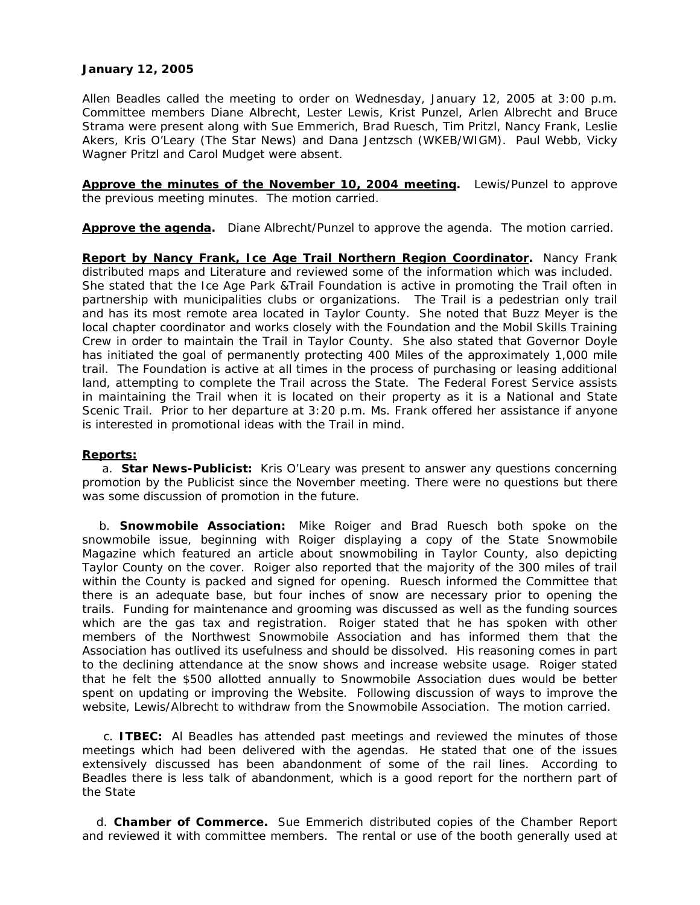**January 12, 2005**

Allen Beadles called the meeting to order on Wednesday, January 12, 2005 at 3:00 p.m. Committee members Diane Albrecht, Lester Lewis, Krist Punzel, Arlen Albrecht and Bruce Strama were present along with Sue Emmerich, Brad Ruesch, Tim Pritzl, Nancy Frank, Leslie Akers, Kris O'Leary (The Star News) and Dana Jentzsch (WKEB/WIGM). Paul Webb, Vicky Wagner Pritzl and Carol Mudget were absent.

**Approve the minutes of the November 10, 2004 meeting.** Lewis/Punzel to approve the previous meeting minutes. The motion carried.

**Approve the agenda.** Diane Albrecht/Punzel to approve the agenda. The motion carried.

**Report by Nancy Frank, Ice Age Trail Northern Region Coordinator.** Nancy Frank distributed maps and Literature and reviewed some of the information which was included. She stated that the Ice Age Park &Trail Foundation is active in promoting the Trail often in partnership with municipalities clubs or organizations. The Trail is a pedestrian only trail and has its most remote area located in Taylor County. She noted that Buzz Meyer is the local chapter coordinator and works closely with the Foundation and the Mobil Skills Training Crew in order to maintain the Trail in Taylor County. She also stated that Governor Doyle has initiated the goal of permanently protecting 400 Miles of the approximately 1,000 mile trail. The Foundation is active at all times in the process of purchasing or leasing additional land, attempting to complete the Trail across the State. The Federal Forest Service assists in maintaining the Trail when it is located on their property as it is a National and State Scenic Trail. Prior to her departure at 3:20 p.m. Ms. Frank offered her assistance if anyone is interested in promotional ideas with the Trail in mind.

**Reports:**

a. **Star News-Publicist:** Kris O'Leary was present to answer any questions concerning promotion by the Publicist since the November meeting. There were no questions but there was some discussion of promotion in the future.

b. **Snowmobile Association:** Mike Roiger and Brad Ruesch both spoke on the snowmobile issue, beginning with Roiger displaying a copy of the State Snowmobile Magazine which featured an article about snowmobiling in Taylor County, also depicting Taylor County on the cover. Roiger also reported that the majority of the 300 miles of trail within the County is packed and signed for opening. Ruesch informed the Committee that there is an adequate base, but four inches of snow are necessary prior to opening the trails. Funding for maintenance and grooming was discussed as well as the funding sources which are the gas tax and registration. Roiger stated that he has spoken with other members of the Northwest Snowmobile Association and has informed them that the Association has outlived its usefulness and should be dissolved. His reasoning comes in part to the declining attendance at the snow shows and increase website usage. Roiger stated that he felt the $500 allotted annually to Snowmobile Association dues would be better spent on updating or improving the Website. Following discussion of ways to improve the website, Lewis/Albrecht to withdraw from the Snowmobile Association. The motion carried.

c. **ITBEC:** Al Beadles has attended past meetings and reviewed the minutes of those meetings which had been delivered with the agendas. He stated that one of the issues extensively discussed has been abandonment of some of the rail lines. According to Beadles there is less talk of abandonment, which is a good report for the northern part of the State

d. **Chamber of Commerce.** Sue Emmerich distributed copies of the Chamber Report and reviewed it with committee members. The rental or use of the booth generally used at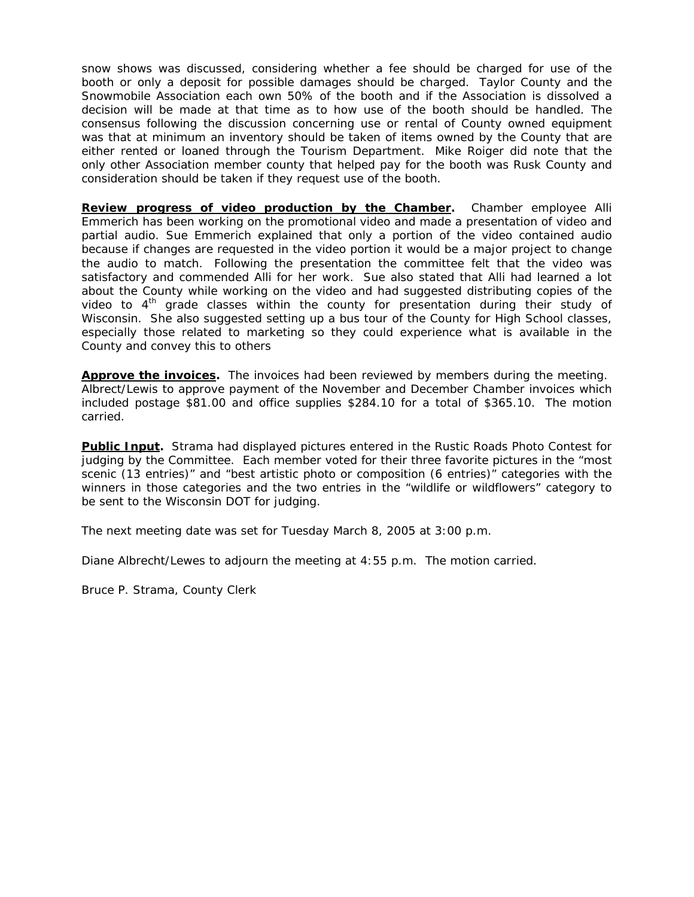snow shows was discussed, considering whether a fee should be charged for use of the booth or only a deposit for possible damages should be charged. Taylor County and the Snowmobile Association each own 50% of the booth and if the Association is dissolved a decision will be made at that time as to how use of the booth should be handled. The consensus following the discussion concerning use or rental of County owned equipment was that at minimum an inventory should be taken of items owned by the County that are either rented or loaned through the Tourism Department. Mike Roiger did note that the only other Association member county that helped pay for the booth was Rusk County and consideration should be taken if they request use of the booth.

**Review progress of video production by the Chamber.** Chamber employee Alli Emmerich has been working on the promotional video and made a presentation of video and partial audio. Sue Emmerich explained that only a portion of the video contained audio because if changes are requested in the video portion it would be a major project to change the audio to match. Following the presentation the committee felt that the video was satisfactory and commended Alli for her work. Sue also stated that Alli had learned a lot about the County while working on the video and had suggested distributing copies of the video to 4th grade classes within the county for presentation during their study of Wisconsin. She also suggested setting up a bus tour of the County for High School classes, especially those related to marketing so they could experience what is available in the County and convey this to others

**Approve the invoices.** The invoices had been reviewed by members during the meeting. Albrect/Lewis to approve payment of the November and December Chamber invoices which included postage $81.00 and office supplies $284.10 for a total of $365.10. The motion carried.

**Public Input.** Strama had displayed pictures entered in the Rustic Roads Photo Contest for judging by the Committee. Each member voted for their three favorite pictures in the "most scenic (13 entries)" and "best artistic photo or composition (6 entries)" categories with the winners in those categories and the two entries in the "wildlife or wildflowers" category to be sent to the Wisconsin DOT for judging.

The next meeting date was set for Tuesday March 8, 2005 at 3:00 p.m.

Diane Albrecht/Lewes to adjourn the meeting at 4:55 p.m. The motion carried.

Bruce P. Strama, County Clerk